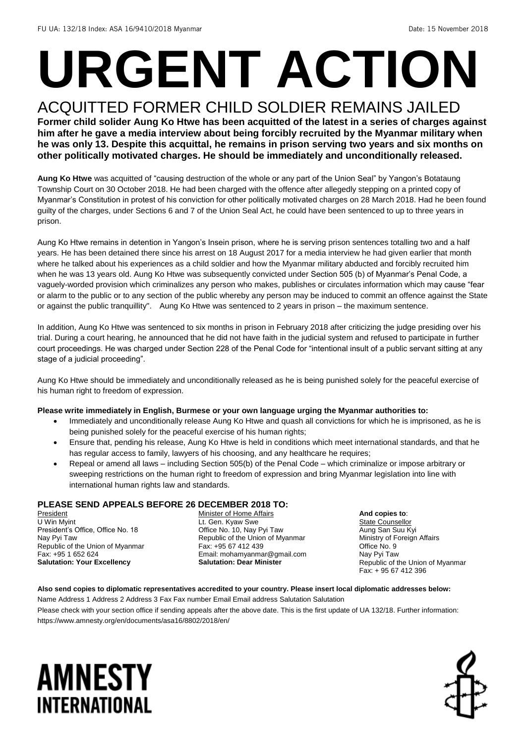FU UA: 132/18 Index: ASA 16/9410/2018 Myanmar Date: 15 November 2018

# URGENT ACTION

## ACQUITTED FORMER CHILD SOLDIER REMAINS JAILED

**Former child solider Aung Ko Htwe has been acquitted of the latest in a series of charges against him after he gave a media interview about being forcibly recruited by the Myanmar military when he was only 13. Despite this acquittal, he remains in prison serving two years and six months on other politically motivated charges. He should be immediately and unconditionally released.**

**Aung Ko Htwe** was acquitted of "causing destruction of the whole or any part of the Union Seal" by Yangon's Botataung Township Court on 30 October 2018. He had been charged with the offence after allegedly stepping on a printed copy of Myanmar's Constitution in protest of his conviction for other politically motivated charges on 28 March 2018. Had he been found guilty of the charges, under Sections 6 and 7 of the Union Seal Act, he could have been sentenced to up to three years in prison.

Aung Ko Htwe remains in detention in Yangon's Insein prison, where he is serving prison sentences totalling two and a half years. He has been detained there since his arrest on 18 August 2017 for a media interview he had given earlier that month where he talked about his experiences as a child soldier and how the Myanmar military abducted and forcibly recruited him when he was 13 years old. Aung Ko Htwe was subsequently convicted under Section 505 (b) of Myanmar's Penal Code, a vaguely-worded provision which criminalizes any person who makes, publishes or circulates information which may cause "fear or alarm to the public or to any section of the public whereby any person may be induced to commit an offence against the State or against the public tranquillity". Aung Ko Htwe was sentenced to 2 years in prison – the maximum sentence.

In addition, Aung Ko Htwe was sentenced to six months in prison in February 2018 after criticizing the judge presiding over his trial. During a court hearing, he announced that he did not have faith in the judicial system and refused to participate in further court proceedings. He was charged under Section 228 of the Penal Code for "intentional insult of a public servant sitting at any stage of a judicial proceeding".

Aung Ko Htwe should be immediately and unconditionally released as he is being punished solely for the peaceful exercise of his human right to freedom of expression.

**Please write immediately in English, Burmese or your own language urging the Myanmar authorities to:**

- Immediately and unconditionally release Aung Ko Htwe and quash all convictions for which he is imprisoned, as he is being punished solely for the peaceful exercise of his human rights;
- Ensure that, pending his release, Aung Ko Htwe is held in conditions which meet international standards, and that he has regular access to family, lawyers of his choosing, and any healthcare he requires;
- Repeal or amend all laws – including Section 505(b) of the Penal Code – which criminalize or impose arbitrary or sweeping restrictions on the human right to freedom of expression and bring Myanmar legislation into line with international human rights law and standards.

### PLEASE SEND APPEALS BEFORE 26 DECEMBER 2018 TO:

President
U Win Myint
President's Office, Office No. 18
Nay Pyi Taw
Republic of the Union of Myanmar
Fax: +95 1 652 624
**Salutation: Your Excellency**

Minister of Home Affairs
Lt. Gen. Kyaw Swe
Office No. 10, Nay Pyi Taw
Republic of the Union of Myanmar
Fax: +95 67 412 439
Email: mohamyanmar@gmail.com
**Salutation: Dear Minister**

**And copies to**:
State Counsellor
Aung San Suu Kyi
Ministry of Foreign Affairs
Office No. 9
Nay Pyi Taw
Republic of the Union of Myanmar
Fax: + 95 67 412 396

**Also send copies to diplomatic representatives accredited to your country. Please insert local diplomatic addresses below:**

Name Address 1 Address 2 Address 3 Fax Fax number Email Email address Salutation Salutation

Please check with your section office if sending appeals after the above date. This is the first update of UA 132/18. Further information: https://www.amnesty.org/en/documents/asa16/8802/2018/en/

AMNESTY INTERNATIONAL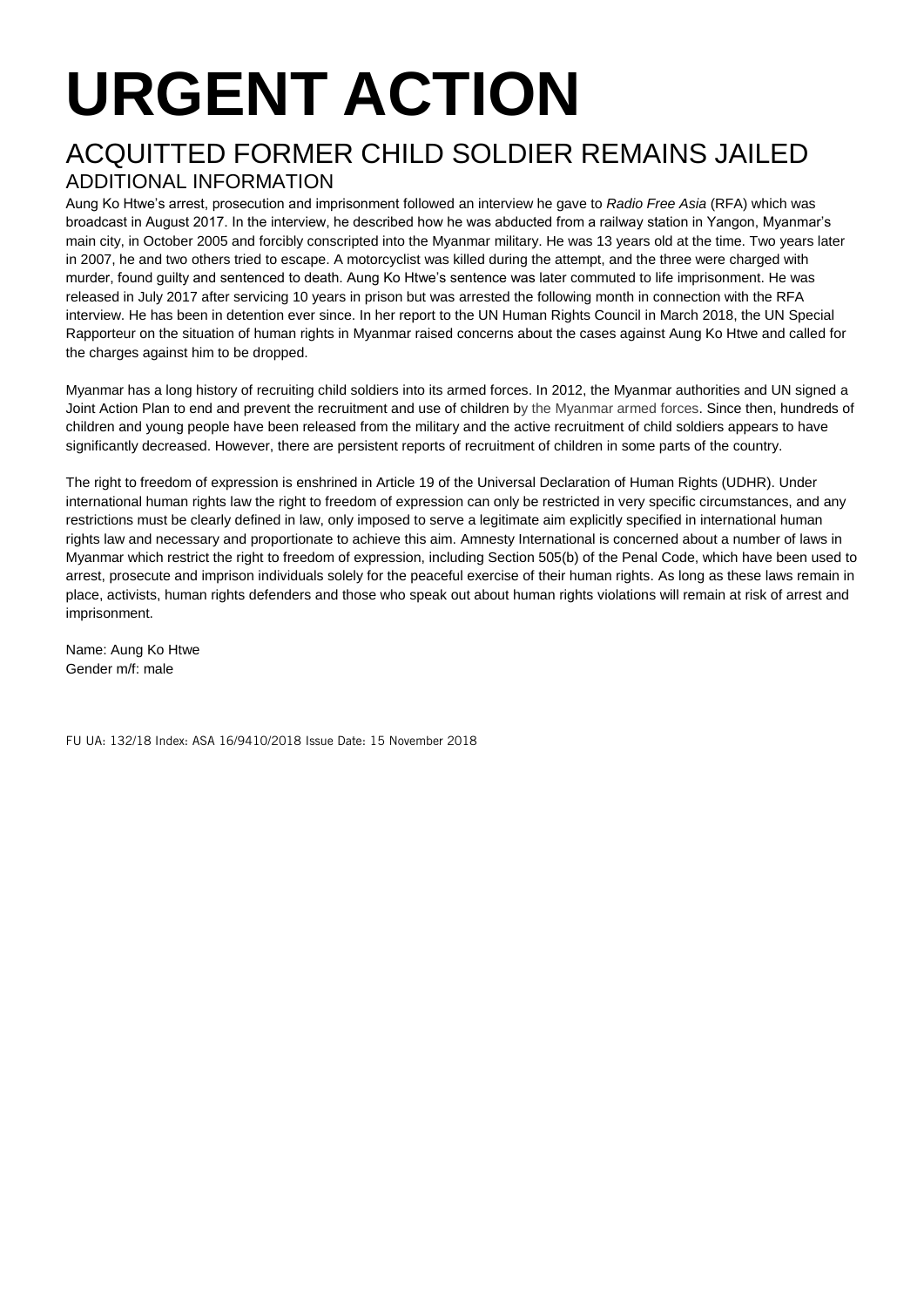# URGENT ACTION

## ACQUITTED FORMER CHILD SOLDIER REMAINS JAILED

### ADDITIONAL INFORMATION

Aung Ko Htwe's arrest, prosecution and imprisonment followed an interview he gave to *Radio Free Asia* (RFA) which was broadcast in August 2017. In the interview, he described how he was abducted from a railway station in Yangon, Myanmar's main city, in October 2005 and forcibly conscripted into the Myanmar military. He was 13 years old at the time. Two years later in 2007, he and two others tried to escape. A motorcyclist was killed during the attempt, and the three were charged with murder, found guilty and sentenced to death. Aung Ko Htwe's sentence was later commuted to life imprisonment. He was released in July 2017 after servicing 10 years in prison but was arrested the following month in connection with the RFA interview. He has been in detention ever since. In her report to the UN Human Rights Council in March 2018, the UN Special Rapporteur on the situation of human rights in Myanmar raised concerns about the cases against Aung Ko Htwe and called for the charges against him to be dropped.

Myanmar has a long history of recruiting child soldiers into its armed forces. In 2012, the Myanmar authorities and UN signed a Joint Action Plan to end and prevent the recruitment and use of children by the Myanmar armed forces. Since then, hundreds of children and young people have been released from the military and the active recruitment of child soldiers appears to have significantly decreased. However, there are persistent reports of recruitment of children in some parts of the country.

The right to freedom of expression is enshrined in Article 19 of the Universal Declaration of Human Rights (UDHR). Under international human rights law the right to freedom of expression can only be restricted in very specific circumstances, and any restrictions must be clearly defined in law, only imposed to serve a legitimate aim explicitly specified in international human rights law and necessary and proportionate to achieve this aim. Amnesty International is concerned about a number of laws in Myanmar which restrict the right to freedom of expression, including Section 505(b) of the Penal Code, which have been used to arrest, prosecute and imprison individuals solely for the peaceful exercise of their human rights. As long as these laws remain in place, activists, human rights defenders and those who speak out about human rights violations will remain at risk of arrest and imprisonment.

Name: Aung Ko Htwe
Gender m/f: male

FU UA: 132/18 Index: ASA 16/9410/2018 Issue Date: 15 November 2018